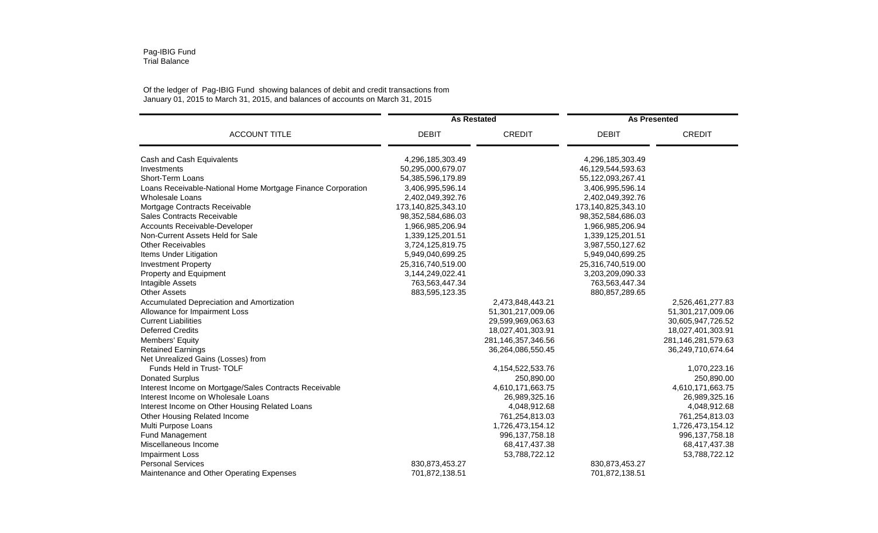Pag-IBIG Fund
Trial Balance

Of the ledger of Pag-IBIG Fund showing balances of debit and credit transactions from
January 01, 2015 to March 31, 2015, and balances of accounts on March 31, 2015

| ACCOUNT TITLE | As Restated | | As Presented | |
|---|---|---|---|---|
| | DEBIT | CREDIT | DEBIT | CREDIT |
| Cash and Cash Equivalents | 4,296,185,303.49 | | 4,296,185,303.49 | |
| Investments | 50,295,000,679.07 | | 46,129,544,593.63 | |
| Short-Term Loans | 54,385,596,179.89 | | 55,122,093,267.41 | |
| Loans Receivable-National Home Mortgage Finance Corporation | 3,406,995,596.14 | | 3,406,995,596.14 | |
| Wholesale Loans | 2,402,049,392.76 | | 2,402,049,392.76 | |
| Mortgage Contracts Receivable | 173,140,825,343.10 | | 173,140,825,343.10 | |
| Sales Contracts Receivable | 98,352,584,686.03 | | 98,352,584,686.03 | |
| Accounts Receivable-Developer | 1,966,985,206.94 | | 1,966,985,206.94 | |
| Non-Current Assets Held for Sale | 1,339,125,201.51 | | 1,339,125,201.51 | |
| Other Receivables | 3,724,125,819.75 | | 3,987,550,127.62 | |
| Items Under Litigation | 5,949,040,699.25 | | 5,949,040,699.25 | |
| Investment Property | 25,316,740,519.00 | | 25,316,740,519.00 | |
| Property and Equipment | 3,144,249,022.41 | | 3,203,209,090.33 | |
| Intagible Assets | 763,563,447.34 | | 763,563,447.34 | |
| Other Assets | 883,595,123.35 | | 880,857,289.65 | |
| Accumulated Depreciation and Amortization | | 2,473,848,443.21 | | 2,526,461,277.83 |
| Allowance for Impairment Loss | | 51,301,217,009.06 | | 51,301,217,009.06 |
| Current Liabilities | | 29,599,969,063.63 | | 30,605,947,726.52 |
| Deferred Credits | | 18,027,401,303.91 | | 18,027,401,303.91 |
| Members' Equity | | 281,146,357,346.56 | | 281,146,281,579.63 |
| Retained Earnings | | 36,264,086,550.45 | | 36,249,710,674.64 |
| Net Unrealized Gains (Losses) from Funds Held in Trust- TOLF | | 4,154,522,533.76 | | 1,070,223.16 |
| Donated Surplus | | 250,890.00 | | 250,890.00 |
| Interest Income on Mortgage/Sales Contracts Receivable | | 4,610,171,663.75 | | 4,610,171,663.75 |
| Interest Income on Wholesale Loans | | 26,989,325.16 | | 26,989,325.16 |
| Interest Income on Other Housing Related Loans | | 4,048,912.68 | | 4,048,912.68 |
| Other Housing Related Income | | 761,254,813.03 | | 761,254,813.03 |
| Multi Purpose Loans | | 1,726,473,154.12 | | 1,726,473,154.12 |
| Fund Management | | 996,137,758.18 | | 996,137,758.18 |
| Miscellaneous Income | | 68,417,437.38 | | 68,417,437.38 |
| Impairment Loss | | 53,788,722.12 | | 53,788,722.12 |
| Personal Services | 830,873,453.27 | | 830,873,453.27 | |
| Maintenance and Other Operating Expenses | 701,872,138.51 | | 701,872,138.51 | |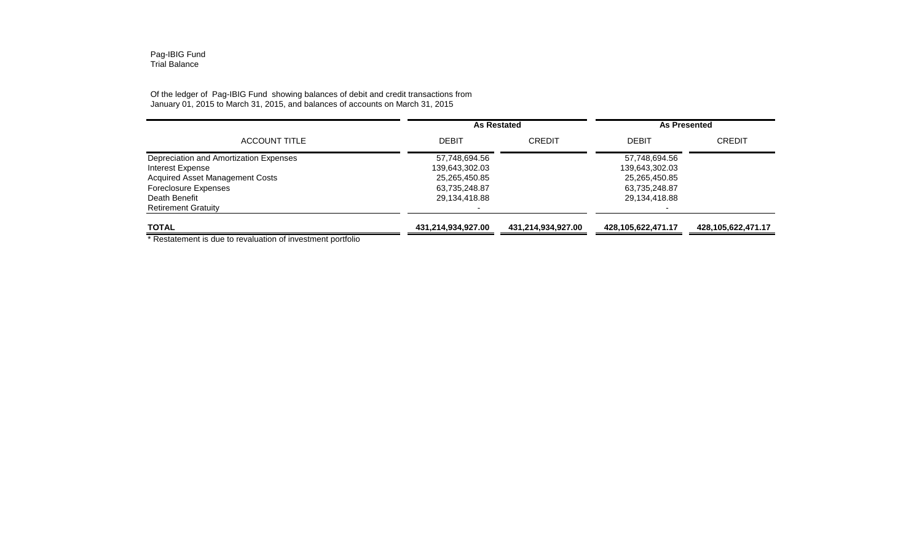Pag-IBIG Fund
Trial Balance

Of the ledger of Pag-IBIG Fund showing balances of debit and credit transactions from
January 01, 2015 to March 31, 2015, and balances of accounts on March 31, 2015

| | As Restated | | As Presented | |
|---|---|---|---|---|
| ACCOUNT TITLE | DEBIT | CREDIT | DEBIT | CREDIT |
| Depreciation and Amortization Expenses | 57,748,694.56 | | 57,748,694.56 | |
| Interest Expense | 139,643,302.03 | | 139,643,302.03 | |
| Acquired Asset Management Costs | 25,265,450.85 | | 25,265,450.85 | |
| Foreclosure Expenses | 63,735,248.87 | | 63,735,248.87 | |
| Death Benefit | 29,134,418.88 | | 29,134,418.88 | |
| Retirement Gratuity | - | | - | |
| **TOTAL** | **431,214,934,927.00** | **431,214,934,927.00** | **428,105,622,471.17** | **428,105,622,471.17** |

* Restatement is due to revaluation of investment portfolio